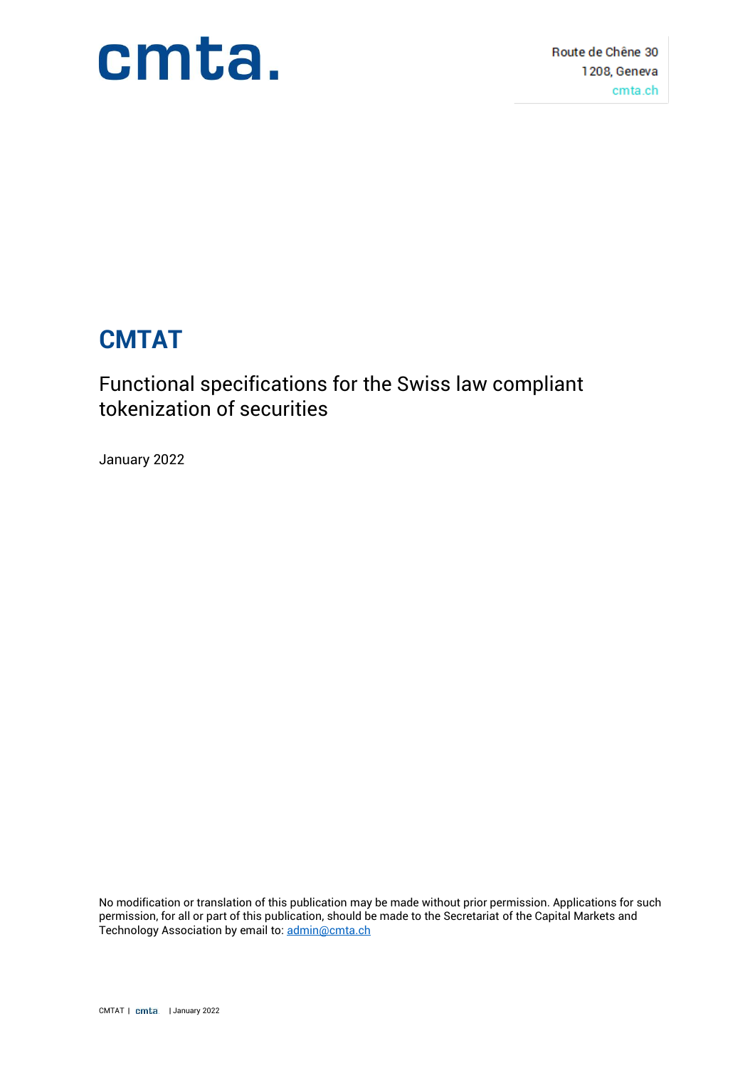cmta.

Route de Chêne 30
1208, Geneva
cmta.ch

# CMTAT

## Functional specifications for the Swiss law compliant tokenization of securities

January 2022

No modification or translation of this publication may be made without prior permission. Applications for such permission, for all or part of this publication, should be made to the Secretariat of the Capital Markets and Technology Association by email to: [admin@cmta.ch](mailto:admin@cmta.ch)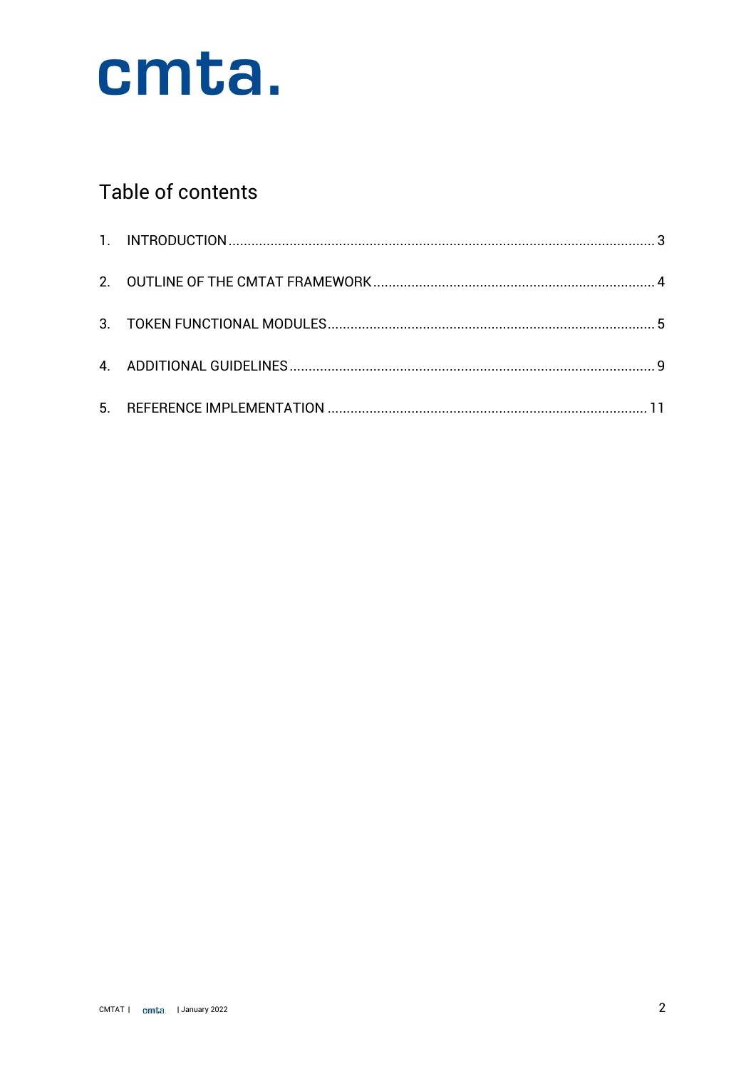cmta.

## Table of contents

1. INTRODUCTION ... 3
2. OUTLINE OF THE CMTAT FRAMEWORK ... 4
3. TOKEN FUNCTIONAL MODULES ... 5
4. ADDITIONAL GUIDELINES ... 9
5. REFERENCE IMPLEMENTATION ... 11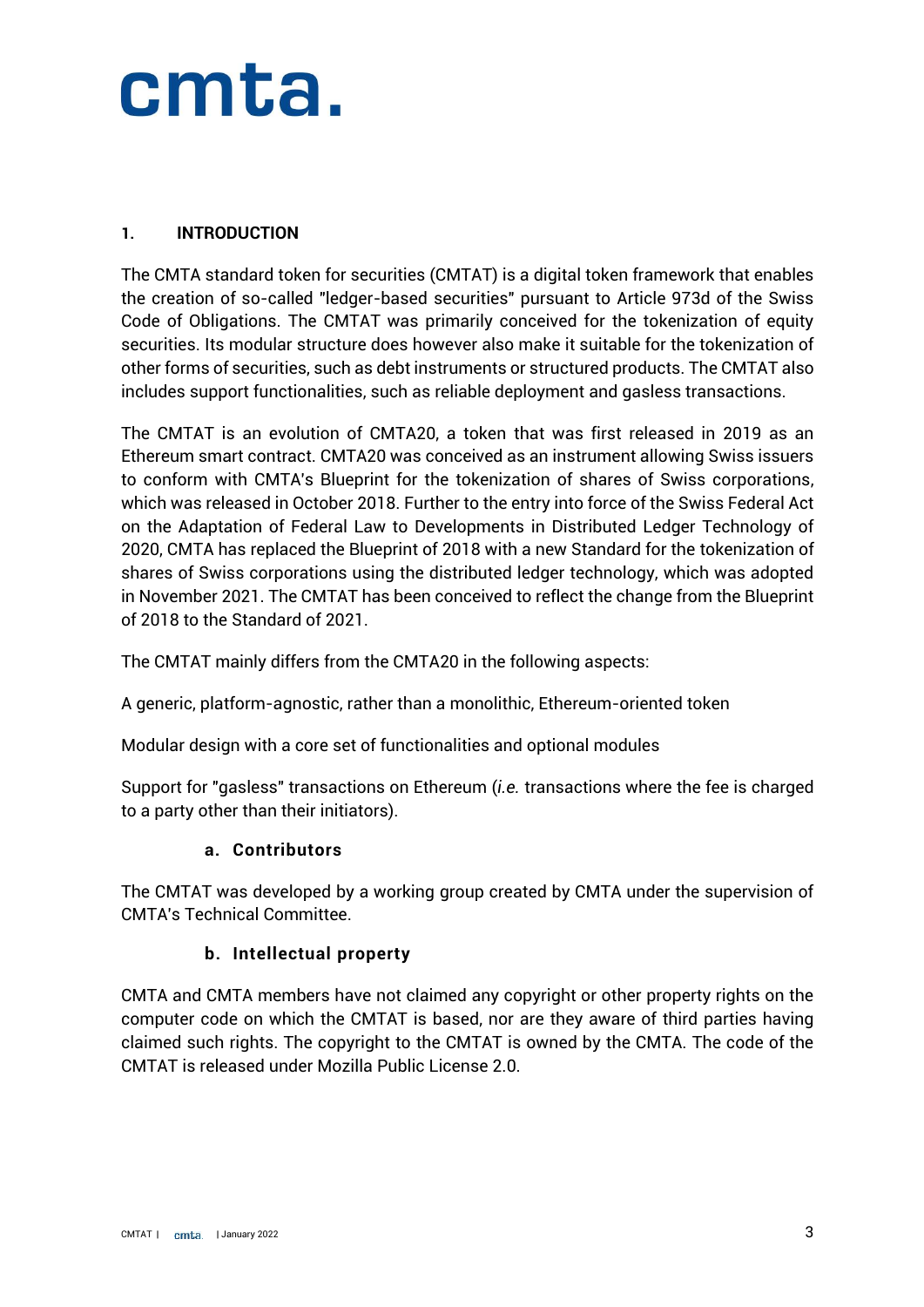## 1. INTRODUCTION

The CMTA standard token for securities (CMTAT) is a digital token framework that enables the creation of so-called "ledger-based securities" pursuant to Article 973d of the Swiss Code of Obligations. The CMTAT was primarily conceived for the tokenization of equity securities. Its modular structure does however also make it suitable for the tokenization of other forms of securities, such as debt instruments or structured products. The CMTAT also includes support functionalities, such as reliable deployment and gasless transactions.

The CMTAT is an evolution of CMTA20, a token that was first released in 2019 as an Ethereum smart contract. CMTA20 was conceived as an instrument allowing Swiss issuers to conform with CMTA's Blueprint for the tokenization of shares of Swiss corporations, which was released in October 2018. Further to the entry into force of the Swiss Federal Act on the Adaptation of Federal Law to Developments in Distributed Ledger Technology of 2020, CMTA has replaced the Blueprint of 2018 with a new Standard for the tokenization of shares of Swiss corporations using the distributed ledger technology, which was adopted in November 2021. The CMTAT has been conceived to reflect the change from the Blueprint of 2018 to the Standard of 2021.

The CMTAT mainly differs from the CMTA20 in the following aspects:

A generic, platform-agnostic, rather than a monolithic, Ethereum-oriented token

Modular design with a core set of functionalities and optional modules

Support for "gasless" transactions on Ethereum (*i.e.* transactions where the fee is charged to a party other than their initiators).

### a. Contributors

The CMTAT was developed by a working group created by CMTA under the supervision of CMTA's Technical Committee.

### b. Intellectual property

CMTA and CMTA members have not claimed any copyright or other property rights on the computer code on which the CMTAT is based, nor are they aware of third parties having claimed such rights. The copyright to the CMTAT is owned by the CMTA. The code of the CMTAT is released under Mozilla Public License 2.0.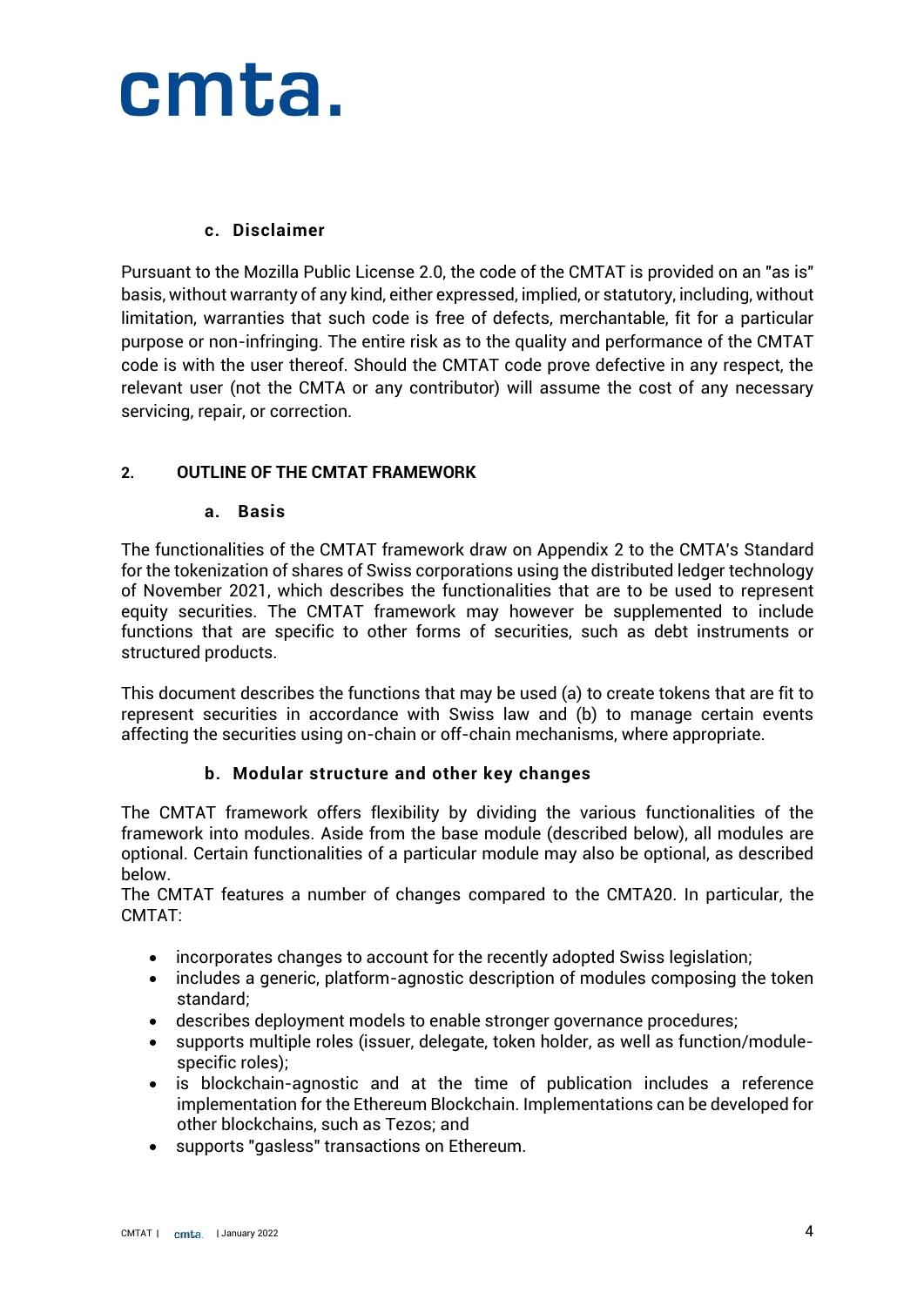### c. Disclaimer

Pursuant to the Mozilla Public License 2.0, the code of the CMTAT is provided on an "as is" basis, without warranty of any kind, either expressed, implied, or statutory, including, without limitation, warranties that such code is free of defects, merchantable, fit for a particular purpose or non-infringing. The entire risk as to the quality and performance of the CMTAT code is with the user thereof. Should the CMTAT code prove defective in any respect, the relevant user (not the CMTA or any contributor) will assume the cost of any necessary servicing, repair, or correction.

## 2. OUTLINE OF THE CMTAT FRAMEWORK

### a. Basis

The functionalities of the CMTAT framework draw on Appendix 2 to the CMTA's Standard for the tokenization of shares of Swiss corporations using the distributed ledger technology of November 2021, which describes the functionalities that are to be used to represent equity securities. The CMTAT framework may however be supplemented to include functions that are specific to other forms of securities, such as debt instruments or structured products.

This document describes the functions that may be used (a) to create tokens that are fit to represent securities in accordance with Swiss law and (b) to manage certain events affecting the securities using on-chain or off-chain mechanisms, where appropriate.

### b. Modular structure and other key changes

The CMTAT framework offers flexibility by dividing the various functionalities of the framework into modules. Aside from the base module (described below), all modules are optional. Certain functionalities of a particular module may also be optional, as described below.

The CMTAT features a number of changes compared to the CMTA20. In particular, the CMTAT:

- incorporates changes to account for the recently adopted Swiss legislation;
- includes a generic, platform-agnostic description of modules composing the token standard;
- describes deployment models to enable stronger governance procedures;
- supports multiple roles (issuer, delegate, token holder, as well as function/module-specific roles);
- is blockchain-agnostic and at the time of publication includes a reference implementation for the Ethereum Blockchain. Implementations can be developed for other blockchains, such as Tezos; and
- supports "gasless" transactions on Ethereum.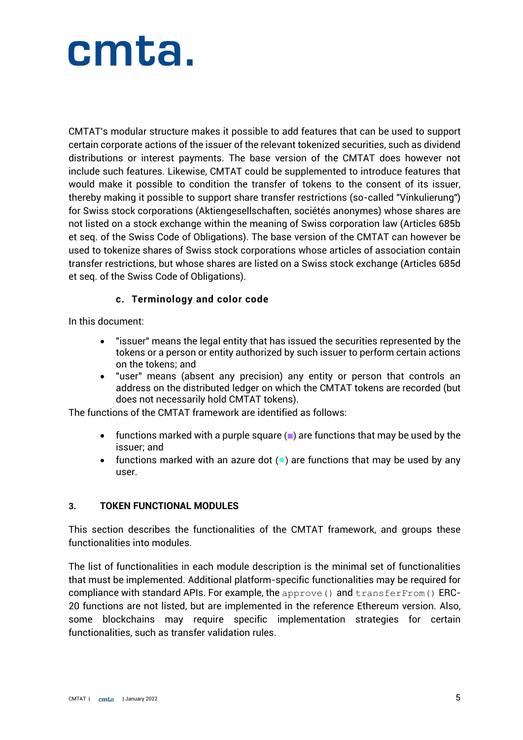CMTAT's modular structure makes it possible to add features that can be used to support certain corporate actions of the issuer of the relevant tokenized securities, such as dividend distributions or interest payments. The base version of the CMTAT does however not include such features. Likewise, CMTAT could be supplemented to introduce features that would make it possible to condition the transfer of tokens to the consent of its issuer, thereby making it possible to support share transfer restrictions (so-called "Vinkulierung") for Swiss stock corporations (Aktiengesellschaften, sociétés anonymes) whose shares are not listed on a stock exchange within the meaning of Swiss corporation law (Articles 685b et seq. of the Swiss Code of Obligations). The base version of the CMTAT can however be used to tokenize shares of Swiss stock corporations whose articles of association contain transfer restrictions, but whose shares are listed on a Swiss stock exchange (Articles 685d et seq. of the Swiss Code of Obligations).

### c. Terminology and color code

In this document:

- "issuer" means the legal entity that has issued the securities represented by the tokens or a person or entity authorized by such issuer to perform certain actions on the tokens; and
- "user" means (absent any precision) any entity or person that controls an address on the distributed ledger on which the CMTAT tokens are recorded (but does not necessarily hold CMTAT tokens).

The functions of the CMTAT framework are identified as follows:

- functions marked with a purple square (■) are functions that may be used by the issuer; and
- functions marked with an azure dot (●) are functions that may be used by any user.

## 3. TOKEN FUNCTIONAL MODULES

This section describes the functionalities of the CMTAT framework, and groups these functionalities into modules.

The list of functionalities in each module description is the minimal set of functionalities that must be implemented. Additional platform-specific functionalities may be required for compliance with standard APIs. For example, the `approve()` and `transferFrom()` ERC-20 functions are not listed, but are implemented in the reference Ethereum version. Also, some blockchains may require specific implementation strategies for certain functionalities, such as transfer validation rules.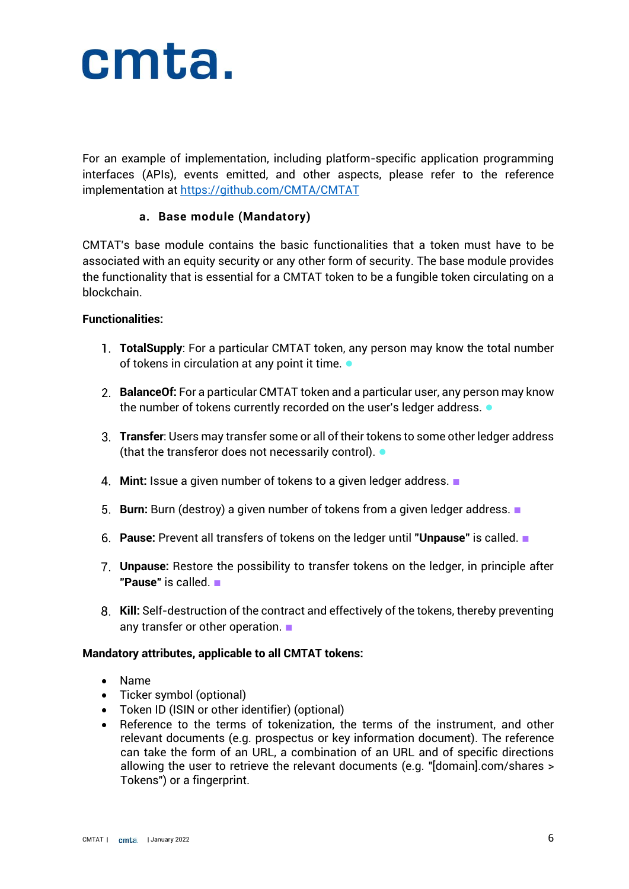For an example of implementation, including platform-specific application programming interfaces (APIs), events emitted, and other aspects, please refer to the reference implementation at https://github.com/CMTA/CMTAT

### a. Base module (Mandatory)

CMTAT's base module contains the basic functionalities that a token must have to be associated with an equity security or any other form of security. The base module provides the functionality that is essential for a CMTAT token to be a fungible token circulating on a blockchain.

**Functionalities:**

1. **TotalSupply**: For a particular CMTAT token, any person may know the total number of tokens in circulation at any point it time. ●
2. **BalanceOf:** For a particular CMTAT token and a particular user, any person may know the number of tokens currently recorded on the user's ledger address. ●
3. **Transfer**: Users may transfer some or all of their tokens to some other ledger address (that the transferor does not necessarily control). ●
4. **Mint:** Issue a given number of tokens to a given ledger address. ■
5. **Burn:** Burn (destroy) a given number of tokens from a given ledger address. ■
6. **Pause:** Prevent all transfers of tokens on the ledger until **"Unpause"** is called. ■
7. **Unpause:** Restore the possibility to transfer tokens on the ledger, in principle after **"Pause"** is called. ■
8. **Kill:** Self-destruction of the contract and effectively of the tokens, thereby preventing any transfer or other operation. ■

**Mandatory attributes, applicable to all CMTAT tokens:**

- Name
- Ticker symbol (optional)
- Token ID (ISIN or other identifier) (optional)
- Reference to the terms of tokenization, the terms of the instrument, and other relevant documents (e.g. prospectus or key information document). The reference can take the form of an URL, a combination of an URL and of specific directions allowing the user to retrieve the relevant documents (e.g. "[domain].com/shares > Tokens") or a fingerprint.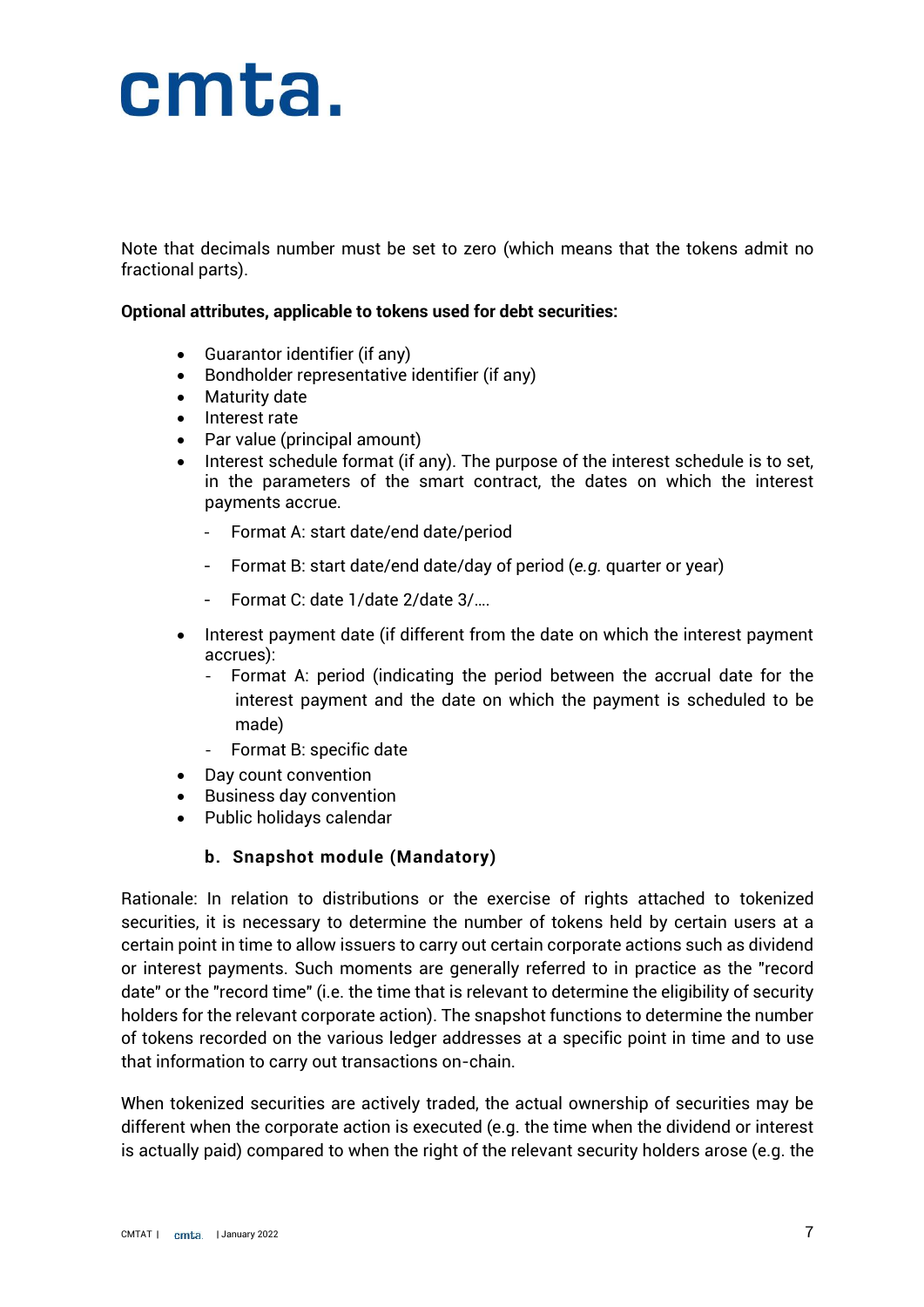Note that decimals number must be set to zero (which means that the tokens admit no fractional parts).

**Optional attributes, applicable to tokens used for debt securities:**

- Guarantor identifier (if any)
- Bondholder representative identifier (if any)
- Maturity date
- Interest rate
- Par value (principal amount)
- Interest schedule format (if any). The purpose of the interest schedule is to set, in the parameters of the smart contract, the dates on which the interest payments accrue.
  - Format A: start date/end date/period
  - Format B: start date/end date/day of period (*e.g.* quarter or year)
  - Format C: date 1/date 2/date 3/….
- Interest payment date (if different from the date on which the interest payment accrues):
  - Format A: period (indicating the period between the accrual date for the interest payment and the date on which the payment is scheduled to be made)
  - Format B: specific date
- Day count convention
- Business day convention
- Public holidays calendar

### b. Snapshot module (Mandatory)

Rationale: In relation to distributions or the exercise of rights attached to tokenized securities, it is necessary to determine the number of tokens held by certain users at a certain point in time to allow issuers to carry out certain corporate actions such as dividend or interest payments. Such moments are generally referred to in practice as the "record date" or the "record time" (i.e. the time that is relevant to determine the eligibility of security holders for the relevant corporate action). The snapshot functions to determine the number of tokens recorded on the various ledger addresses at a specific point in time and to use that information to carry out transactions on-chain.

When tokenized securities are actively traded, the actual ownership of securities may be different when the corporate action is executed (e.g. the time when the dividend or interest is actually paid) compared to when the right of the relevant security holders arose (e.g. the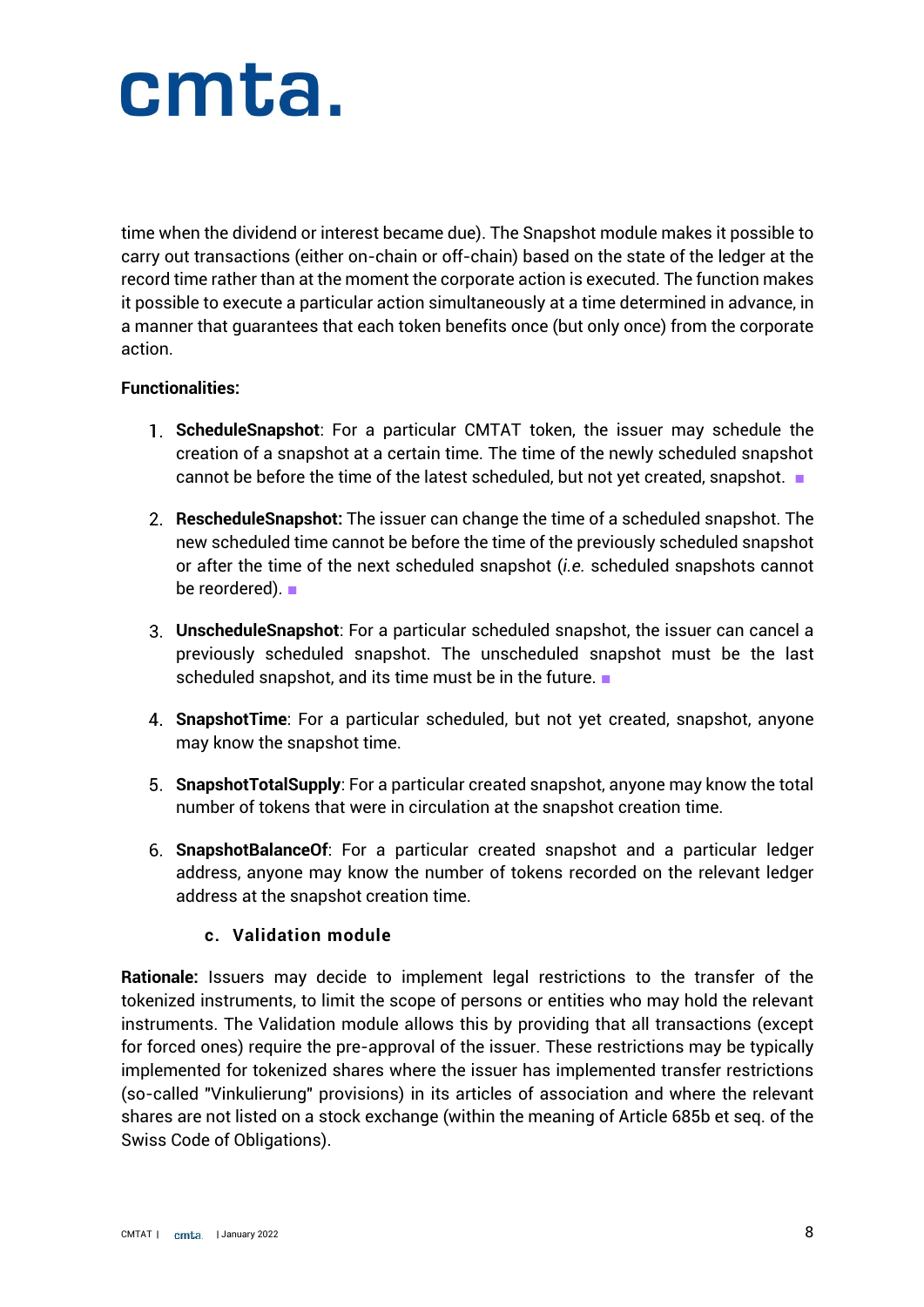time when the dividend or interest became due). The Snapshot module makes it possible to carry out transactions (either on-chain or off-chain) based on the state of the ledger at the record time rather than at the moment the corporate action is executed. The function makes it possible to execute a particular action simultaneously at a time determined in advance, in a manner that guarantees that each token benefits once (but only once) from the corporate action.

**Functionalities:**

1. **ScheduleSnapshot**: For a particular CMTAT token, the issuer may schedule the creation of a snapshot at a certain time. The time of the newly scheduled snapshot cannot be before the time of the latest scheduled, but not yet created, snapshot. ■

2. **RescheduleSnapshot:** The issuer can change the time of a scheduled snapshot. The new scheduled time cannot be before the time of the previously scheduled snapshot or after the time of the next scheduled snapshot (*i.e.* scheduled snapshots cannot be reordered). ■

3. **UnscheduleSnapshot**: For a particular scheduled snapshot, the issuer can cancel a previously scheduled snapshot. The unscheduled snapshot must be the last scheduled snapshot, and its time must be in the future. ■

4. **SnapshotTime**: For a particular scheduled, but not yet created, snapshot, anyone may know the snapshot time.

5. **SnapshotTotalSupply**: For a particular created snapshot, anyone may know the total number of tokens that were in circulation at the snapshot creation time.

6. **SnapshotBalanceOf**: For a particular created snapshot and a particular ledger address, anyone may know the number of tokens recorded on the relevant ledger address at the snapshot creation time.

### c. Validation module

**Rationale:** Issuers may decide to implement legal restrictions to the transfer of the tokenized instruments, to limit the scope of persons or entities who may hold the relevant instruments. The Validation module allows this by providing that all transactions (except for forced ones) require the pre-approval of the issuer. These restrictions may be typically implemented for tokenized shares where the issuer has implemented transfer restrictions (so-called "Vinkulierung" provisions) in its articles of association and where the relevant shares are not listed on a stock exchange (within the meaning of Article 685b et seq. of the Swiss Code of Obligations).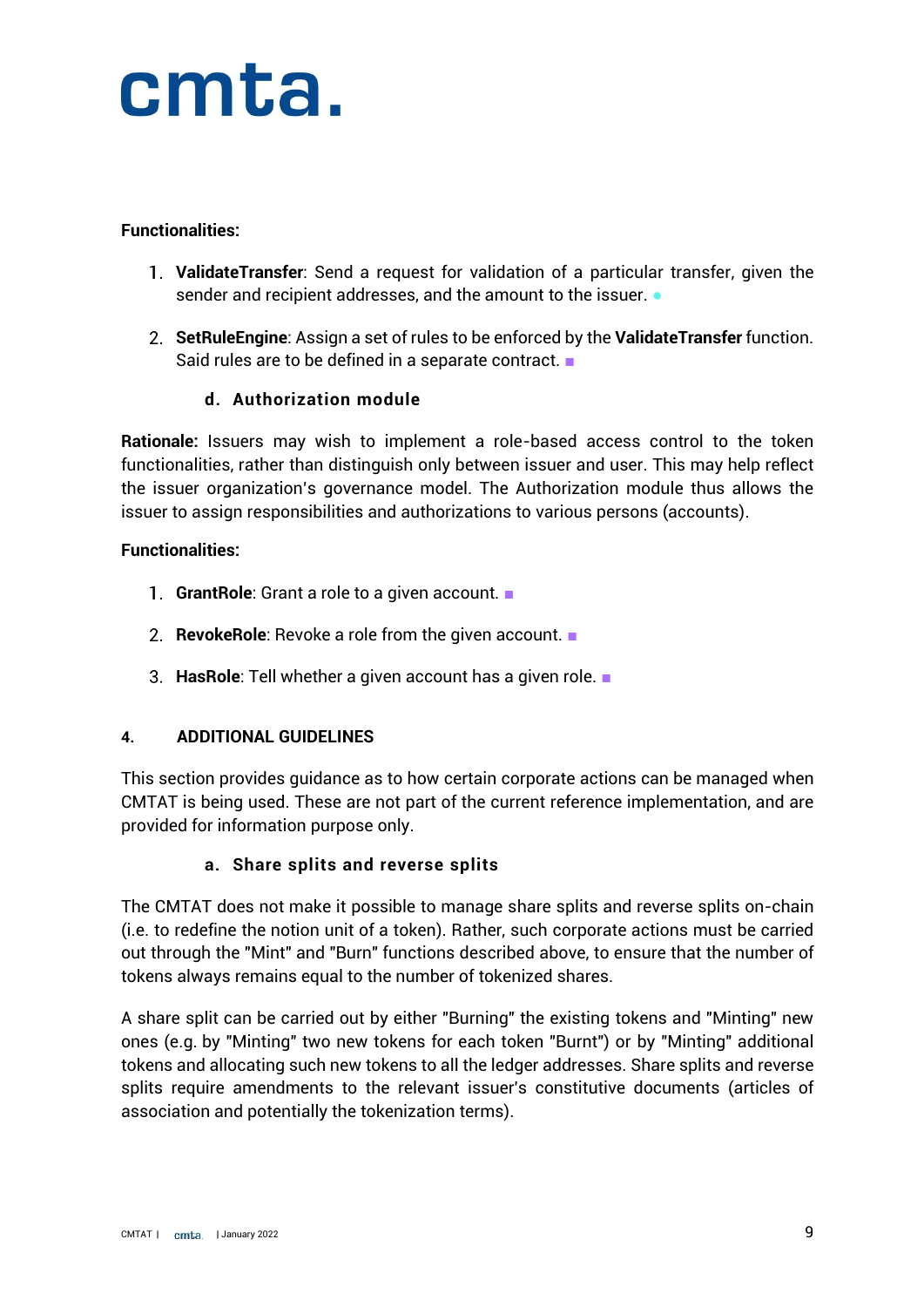**Functionalities:**

1. **ValidateTransfer**: Send a request for validation of a particular transfer, given the sender and recipient addresses, and the amount to the issuer. ●

2. **SetRuleEngine**: Assign a set of rules to be enforced by the **ValidateTransfer** function. Said rules are to be defined in a separate contract. ■

### d. Authorization module

**Rationale:** Issuers may wish to implement a role-based access control to the token functionalities, rather than distinguish only between issuer and user. This may help reflect the issuer organization's governance model. The Authorization module thus allows the issuer to assign responsibilities and authorizations to various persons (accounts).

**Functionalities:**

1. **GrantRole**: Grant a role to a given account. ■

2. **RevokeRole**: Revoke a role from the given account. ■

3. **HasRole**: Tell whether a given account has a given role. ■

## 4. ADDITIONAL GUIDELINES

This section provides guidance as to how certain corporate actions can be managed when CMTAT is being used. These are not part of the current reference implementation, and are provided for information purpose only.

### a. Share splits and reverse splits

The CMTAT does not make it possible to manage share splits and reverse splits on-chain (i.e. to redefine the notion unit of a token). Rather, such corporate actions must be carried out through the "Mint" and "Burn" functions described above, to ensure that the number of tokens always remains equal to the number of tokenized shares.

A share split can be carried out by either "Burning" the existing tokens and "Minting" new ones (e.g. by "Minting" two new tokens for each token "Burnt") or by "Minting" additional tokens and allocating such new tokens to all the ledger addresses. Share splits and reverse splits require amendments to the relevant issuer's constitutive documents (articles of association and potentially the tokenization terms).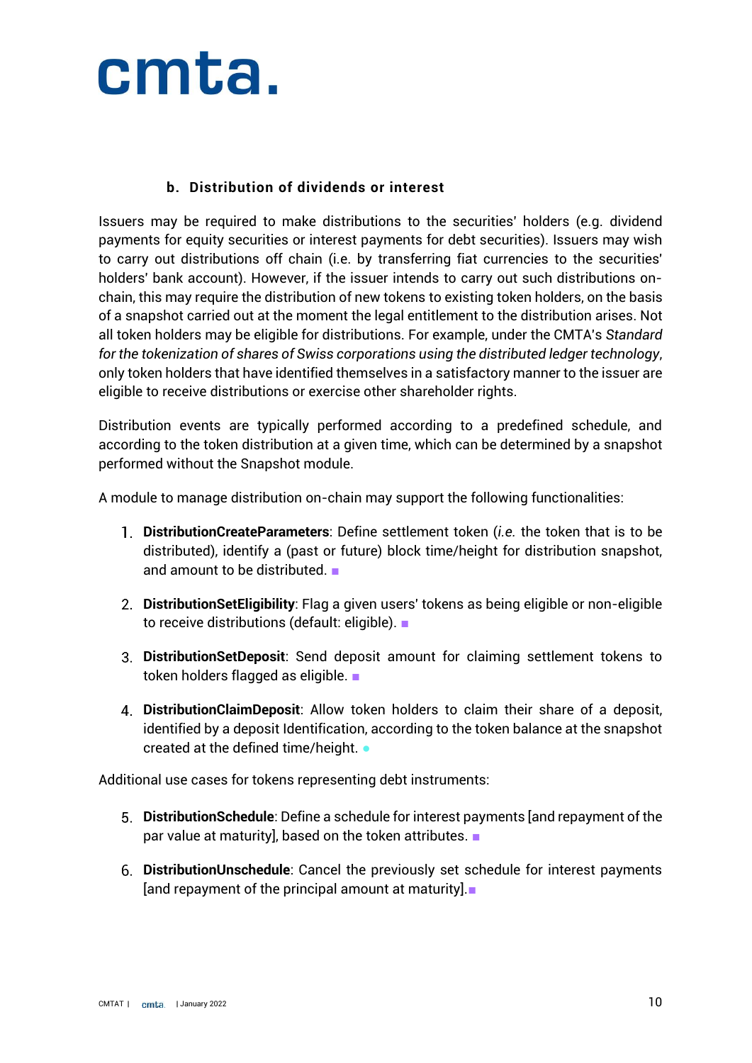### b. Distribution of dividends or interest

Issuers may be required to make distributions to the securities' holders (e.g. dividend payments for equity securities or interest payments for debt securities). Issuers may wish to carry out distributions off chain (i.e. by transferring fiat currencies to the securities' holders' bank account). However, if the issuer intends to carry out such distributions on-chain, this may require the distribution of new tokens to existing token holders, on the basis of a snapshot carried out at the moment the legal entitlement to the distribution arises. Not all token holders may be eligible for distributions. For example, under the CMTA's *Standard for the tokenization of shares of Swiss corporations using the distributed ledger technology*, only token holders that have identified themselves in a satisfactory manner to the issuer are eligible to receive distributions or exercise other shareholder rights.

Distribution events are typically performed according to a predefined schedule, and according to the token distribution at a given time, which can be determined by a snapshot performed without the Snapshot module.

A module to manage distribution on-chain may support the following functionalities:

1. **DistributionCreateParameters**: Define settlement token (*i.e.* the token that is to be distributed), identify a (past or future) block time/height for distribution snapshot, and amount to be distributed. ■

2. **DistributionSetEligibility**: Flag a given users' tokens as being eligible or non-eligible to receive distributions (default: eligible). ■

3. **DistributionSetDeposit**: Send deposit amount for claiming settlement tokens to token holders flagged as eligible. ■

4. **DistributionClaimDeposit**: Allow token holders to claim their share of a deposit, identified by a deposit Identification, according to the token balance at the snapshot created at the defined time/height. ●

Additional use cases for tokens representing debt instruments:

5. **DistributionSchedule**: Define a schedule for interest payments [and repayment of the par value at maturity], based on the token attributes. ■

6. **DistributionUnschedule**: Cancel the previously set schedule for interest payments [and repayment of the principal amount at maturity]. ■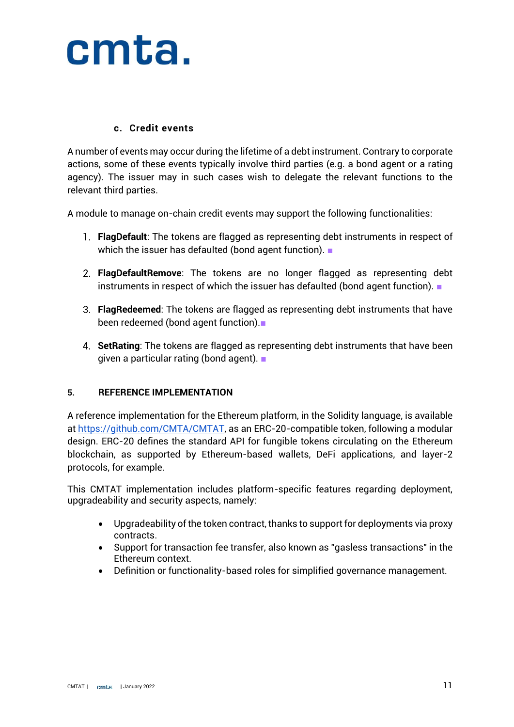### c. Credit events

A number of events may occur during the lifetime of a debt instrument. Contrary to corporate actions, some of these events typically involve third parties (e.g. a bond agent or a rating agency). The issuer may in such cases wish to delegate the relevant functions to the relevant third parties.

A module to manage on-chain credit events may support the following functionalities:

1. **FlagDefault**: The tokens are flagged as representing debt instruments in respect of which the issuer has defaulted (bond agent function). ■

2. **FlagDefaultRemove**: The tokens are no longer flagged as representing debt instruments in respect of which the issuer has defaulted (bond agent function). ■

3. **FlagRedeemed**: The tokens are flagged as representing debt instruments that have been redeemed (bond agent function).■

4. **SetRating**: The tokens are flagged as representing debt instruments that have been given a particular rating (bond agent). ■

## 5. REFERENCE IMPLEMENTATION

A reference implementation for the Ethereum platform, in the Solidity language, is available at https://github.com/CMTA/CMTAT, as an ERC-20-compatible token, following a modular design. ERC-20 defines the standard API for fungible tokens circulating on the Ethereum blockchain, as supported by Ethereum-based wallets, DeFi applications, and layer-2 protocols, for example.

This CMTAT implementation includes platform-specific features regarding deployment, upgradeability and security aspects, namely:

- Upgradeability of the token contract, thanks to support for deployments via proxy contracts.
- Support for transaction fee transfer, also known as "gasless transactions" in the Ethereum context.
- Definition or functionality-based roles for simplified governance management.